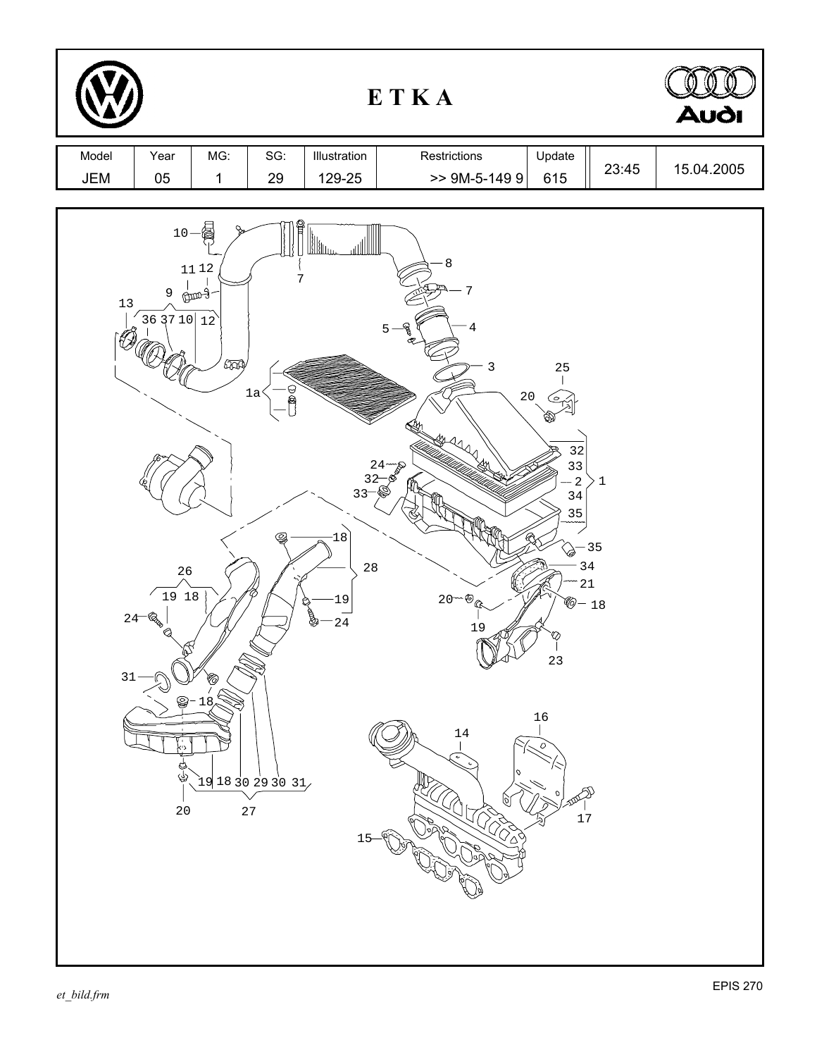# E T K A

| Model | Year | MG: | SG: | Illustration | Restrictions | Update | | |
|---|---|---|---|---|---|---|---|---|
| JEM | 05 | 1 | 29 | 129-25 | >> 9M-5-149 9 | 615 | 23:45 | 15.04.2005 |

10
11 12
9
13
36 37 10 12
7
8
7
5
4
3
1a
25
20
24
32
33
32
33
2
34
35
1
35
34
21
18
18
28
19
24
20
19
23
26
19 18
24
31
18
19 18 30 29 30 31
20
27
14
16
15
17

et_bild.frm

EPIS 270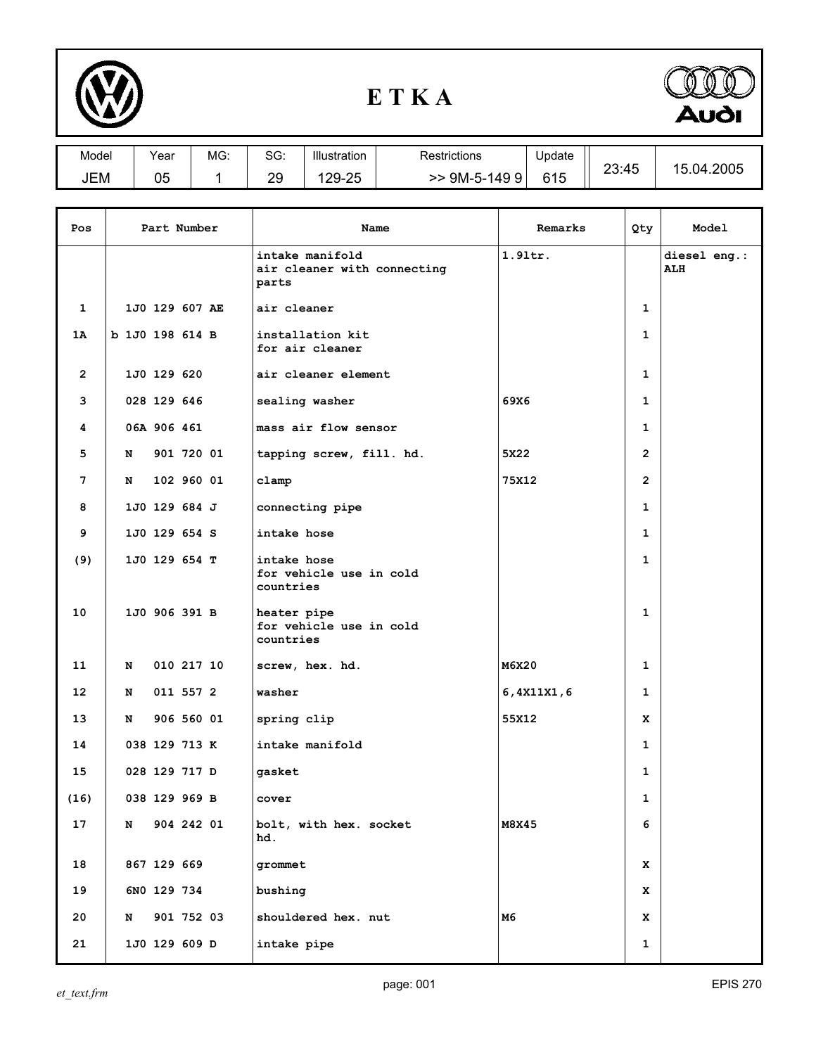# E T K A

| Model | Year | MG: | SG: | Illustration | Restrictions | Update | | |
|---|---|---|---|---|---|---|---|---|
| JEM | 05 | 1 | 29 | 129-25 | >> 9M-5-149 9 | 615 | 23:45 | 15.04.2005 |

| Pos | Part Number | Name | Remarks | Qty | Model |
|---|---|---|---|---|---|
| | | intake manifold<br>air cleaner with connecting parts | 1.9ltr. | | diesel eng.: ALH |
| 1 | 1J0 129 607 AE | air cleaner | | 1 | |
| 1A | b 1J0 198 614 B | installation kit<br>for air cleaner | | 1 | |
| 2 | 1J0 129 620 | air cleaner element | | 1 | |
| 3 | 028 129 646 | sealing washer | 69X6 | 1 | |
| 4 | 06A 906 461 | mass air flow sensor | | 1 | |
| 5 | N 901 720 01 | tapping screw, fill. hd. | 5X22 | 2 | |
| 7 | N 102 960 01 | clamp | 75X12 | 2 | |
| 8 | 1J0 129 684 J | connecting pipe | | 1 | |
| 9 | 1J0 129 654 S | intake hose | | 1 | |
| (9) | 1J0 129 654 T | intake hose<br>for vehicle use in cold countries | | 1 | |
| 10 | 1J0 906 391 B | heater pipe<br>for vehicle use in cold countries | | 1 | |
| 11 | N 010 217 10 | screw, hex. hd. | M6X20 | 1 | |
| 12 | N 011 557 2 | washer | 6,4X11X1,6 | 1 | |
| 13 | N 906 560 01 | spring clip | 55X12 | X | |
| 14 | 038 129 713 K | intake manifold | | 1 | |
| 15 | 028 129 717 D | gasket | | 1 | |
| (16) | 038 129 969 B | cover | | 1 | |
| 17 | N 904 242 01 | bolt, with hex. socket hd. | M8X45 | 6 | |
| 18 | 867 129 669 | grommet | | X | |
| 19 | 6N0 129 734 | bushing | | X | |
| 20 | N 901 752 03 | shouldered hex. nut | M6 | X | |
| 21 | 1J0 129 609 D | intake pipe | | 1 | |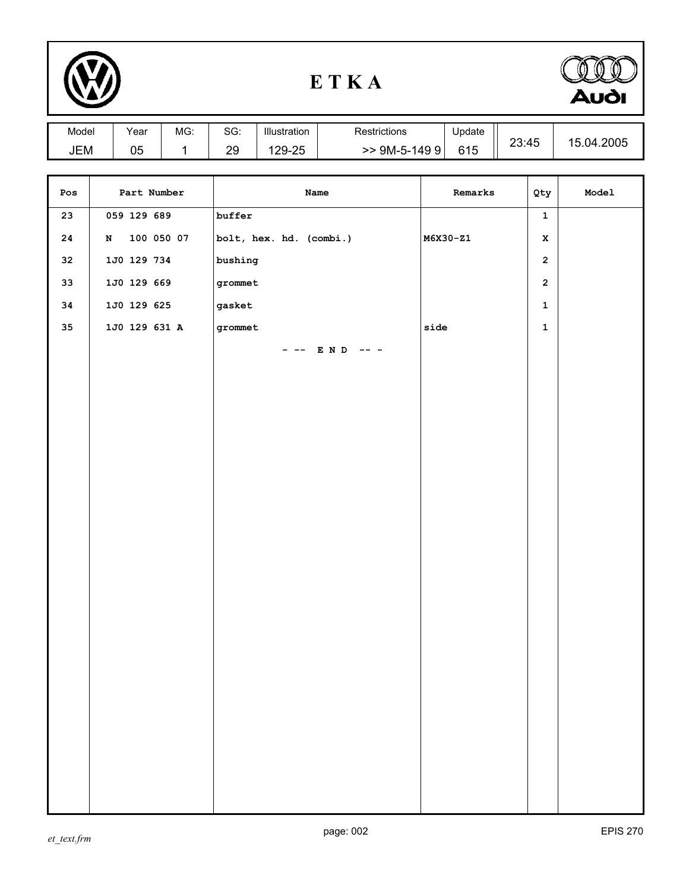# ETKA

| Model | Year | MG: | SG: | Illustration | Restrictions | Update | | |
|---|---|---|---|---|---|---|---|---|
| JEM | 05 | 1 | 29 | 129-25 | >> 9M-5-149 9 | 615 | 23:45 | 15.04.2005 |

| Pos | Part Number | Name | Remarks | Qty | Model |
|---|---|---|---|---|---|
| 23 | 059 129 689 | buffer | | 1 | |
| 24 | N 100 050 07 | bolt, hex. hd. (combi.) | M6X30-Z1 | X | |
| 32 | 1J0 129 734 | bushing | | 2 | |
| 33 | 1J0 129 669 | grommet | | 2 | |
| 34 | 1J0 129 625 | gasket | | 1 | |
| 35 | 1J0 129 631 A | grommet | side | 1 | |
| | | - -- E N D -- - | | | |

et_text.frm

EPIS 270